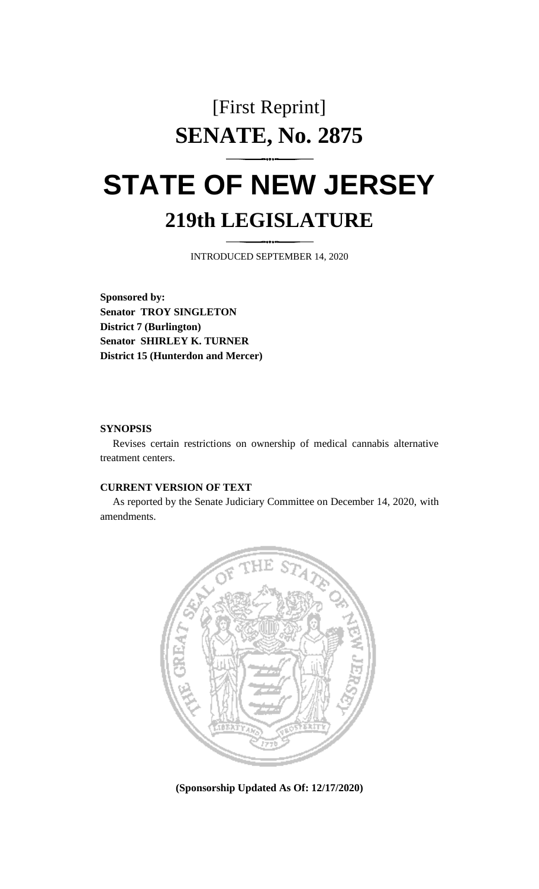[First Reprint]

# SENATE, No. 2875

# STATE OF NEW JERSEY

## 219th LEGISLATURE

INTRODUCED SEPTEMBER 14, 2020

**Sponsored by:**
**Senator TROY SINGLETON**
**District 7 (Burlington)**
**Senator SHIRLEY K. TURNER**
**District 15 (Hunterdon and Mercer)**

**SYNOPSIS**

Revises certain restrictions on ownership of medical cannabis alternative treatment centers.

**CURRENT VERSION OF TEXT**

As reported by the Senate Judiciary Committee on December 14, 2020, with amendments.

**(Sponsorship Updated As Of: 12/17/2020)**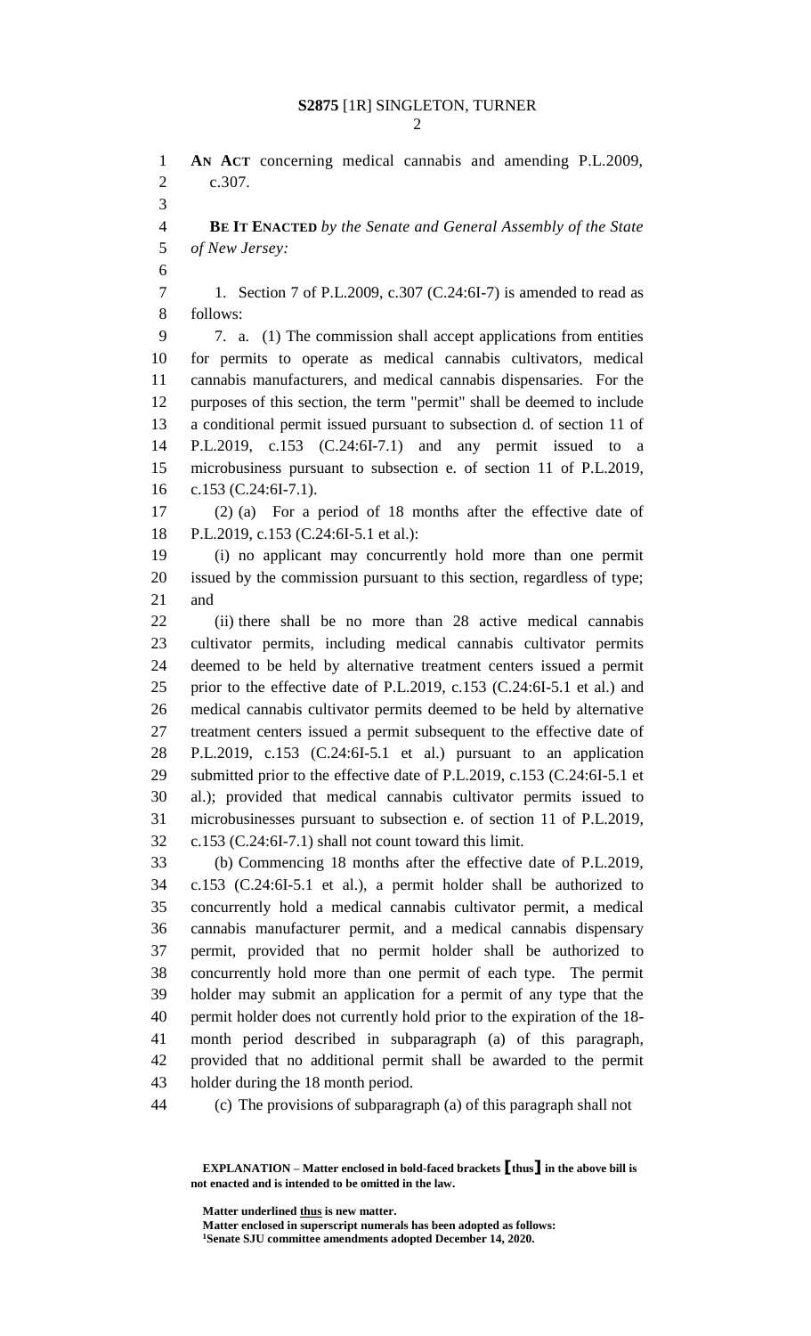**AN ACT** concerning medical cannabis and amending P.L.2009, c.307.

**BE IT ENACTED** *by the Senate and General Assembly of the State of New Jersey:*

1. Section 7 of P.L.2009, c.307 (C.24:6I-7) is amended to read as follows:

7. a. (1) The commission shall accept applications from entities for permits to operate as medical cannabis cultivators, medical cannabis manufacturers, and medical cannabis dispensaries. For the purposes of this section, the term "permit" shall be deemed to include a conditional permit issued pursuant to subsection d. of section 11 of P.L.2019, c.153 (C.24:6I-7.1) and any permit issued to a microbusiness pursuant to subsection e. of section 11 of P.L.2019, c.153 (C.24:6I-7.1).

(2) (a) For a period of 18 months after the effective date of P.L.2019, c.153 (C.24:6I-5.1 et al.):

(i) no applicant may concurrently hold more than one permit issued by the commission pursuant to this section, regardless of type; and

(ii) there shall be no more than 28 active medical cannabis cultivator permits, including medical cannabis cultivator permits deemed to be held by alternative treatment centers issued a permit prior to the effective date of P.L.2019, c.153 (C.24:6I-5.1 et al.) and medical cannabis cultivator permits deemed to be held by alternative treatment centers issued a permit subsequent to the effective date of P.L.2019, c.153 (C.24:6I-5.1 et al.) pursuant to an application submitted prior to the effective date of P.L.2019, c.153 (C.24:6I-5.1 et al.); provided that medical cannabis cultivator permits issued to microbusinesses pursuant to subsection e. of section 11 of P.L.2019, c.153 (C.24:6I-7.1) shall not count toward this limit.

(b) Commencing 18 months after the effective date of P.L.2019, c.153 (C.24:6I-5.1 et al.), a permit holder shall be authorized to concurrently hold a medical cannabis cultivator permit, a medical cannabis manufacturer permit, and a medical cannabis dispensary permit, provided that no permit holder shall be authorized to concurrently hold more than one permit of each type. The permit holder may submit an application for a permit of any type that the permit holder does not currently hold prior to the expiration of the 18-month period described in subparagraph (a) of this paragraph, provided that no additional permit shall be awarded to the permit holder during the 18 month period.

(c) The provisions of subparagraph (a) of this paragraph shall not

**EXPLANATION – Matter enclosed in bold-faced brackets [thus] in the above bill is not enacted and is intended to be omitted in the law.**

**Matter underlined thus is new matter.**
**Matter enclosed in superscript numerals has been adopted as follows:**
**[1]Senate SJU committee amendments adopted December 14, 2020.**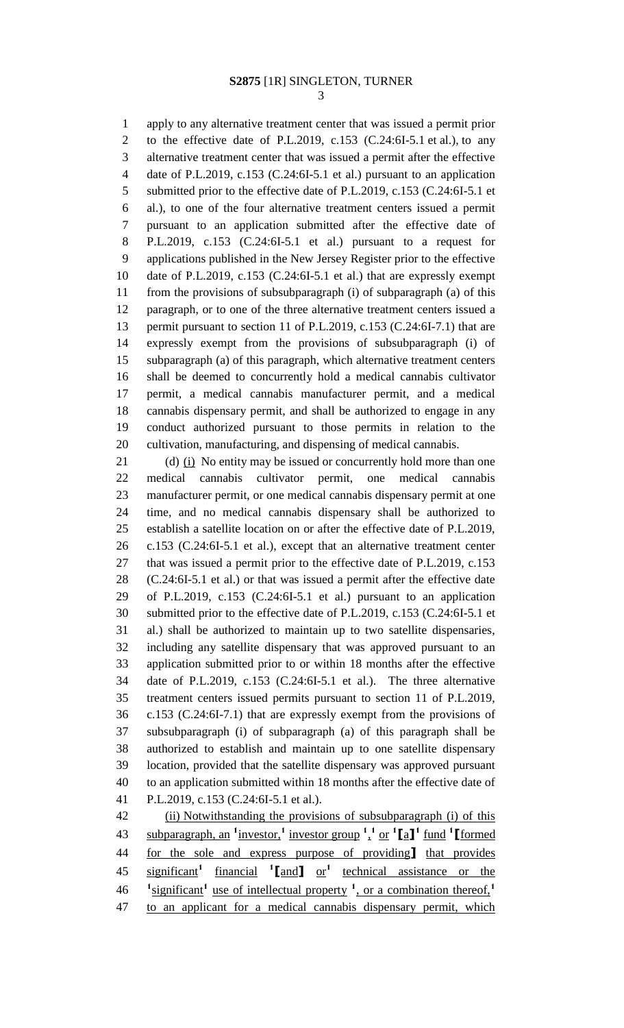apply to any alternative treatment center that was issued a permit prior to the effective date of P.L.2019, c.153 (C.24:6I-5.1 et al.), to any alternative treatment center that was issued a permit after the effective date of P.L.2019, c.153 (C.24:6I-5.1 et al.) pursuant to an application submitted prior to the effective date of P.L.2019, c.153 (C.24:6I-5.1 et al.), to one of the four alternative treatment centers issued a permit pursuant to an application submitted after the effective date of P.L.2019, c.153 (C.24:6I-5.1 et al.) pursuant to a request for applications published in the New Jersey Register prior to the effective date of P.L.2019, c.153 (C.24:6I-5.1 et al.) that are expressly exempt from the provisions of subsubparagraph (i) of subparagraph (a) of this paragraph, or to one of the three alternative treatment centers issued a permit pursuant to section 11 of P.L.2019, c.153 (C.24:6I-7.1) that are expressly exempt from the provisions of subsubparagraph (i) of subparagraph (a) of this paragraph, which alternative treatment centers shall be deemed to concurrently hold a medical cannabis cultivator permit, a medical cannabis manufacturer permit, and a medical cannabis dispensary permit, and shall be authorized to engage in any conduct authorized pursuant to those permits in relation to the cultivation, manufacturing, and dispensing of medical cannabis.

(d) <u>(i)</u> No entity may be issued or concurrently hold more than one medical cannabis cultivator permit, one medical cannabis manufacturer permit, or one medical cannabis dispensary permit at one time, and no medical cannabis dispensary shall be authorized to establish a satellite location on or after the effective date of P.L.2019, c.153 (C.24:6I-5.1 et al.), except that an alternative treatment center that was issued a permit prior to the effective date of P.L.2019, c.153 (C.24:6I-5.1 et al.) or that was issued a permit after the effective date of P.L.2019, c.153 (C.24:6I-5.1 et al.) pursuant to an application submitted prior to the effective date of P.L.2019, c.153 (C.24:6I-5.1 et al.) shall be authorized to maintain up to two satellite dispensaries, including any satellite dispensary that was approved pursuant to an application submitted prior to or within 18 months after the effective date of P.L.2019, c.153 (C.24:6I-5.1 et al.). The three alternative treatment centers issued permits pursuant to section 11 of P.L.2019, c.153 (C.24:6I-7.1) that are expressly exempt from the provisions of subsubparagraph (i) of subparagraph (a) of this paragraph shall be authorized to establish and maintain up to one satellite dispensary location, provided that the satellite dispensary was approved pursuant to an application submitted within 18 months after the effective date of P.L.2019, c.153 (C.24:6I-5.1 et al.).

<u>(ii) Notwithstanding the provisions of subsubparagraph (i) of this subparagraph, an [1]investor,[1] investor group [1],[1] or [1]【a】[1] fund [1]【formed for the sole and express purpose of providing】 that provides significant[1] financial [1]【and】 or[1] technical assistance or the [1]significant[1] use of intellectual property [1], or a combination thereof,[1] to an applicant for a medical cannabis dispensary permit, which</u>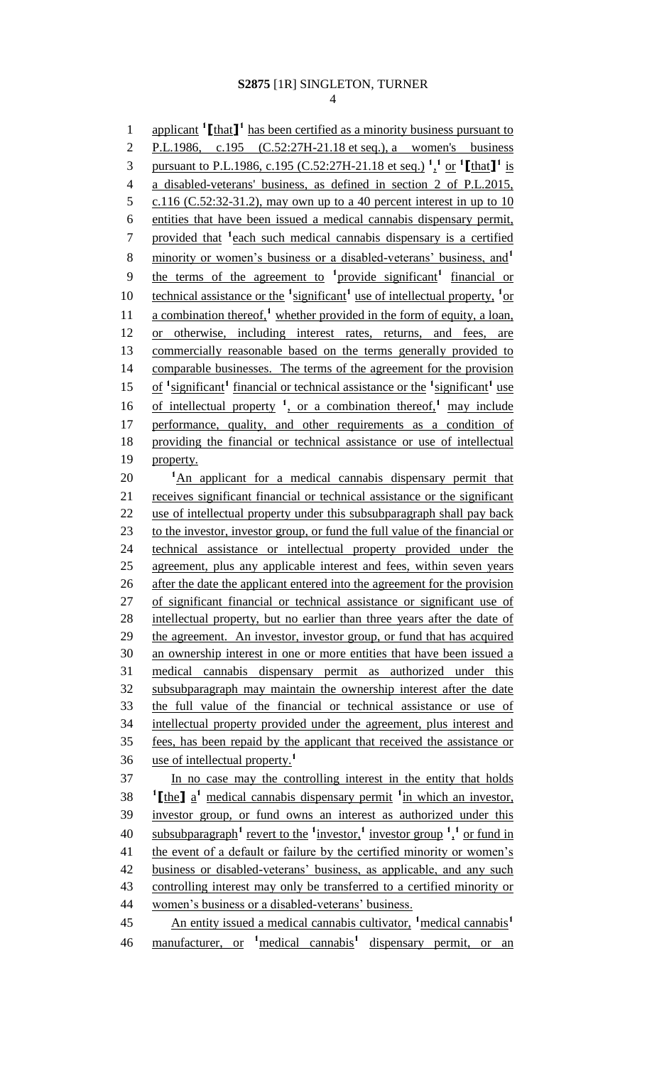applicant [1]⟦that⟧[1] has been certified as a minority business pursuant to P.L.1986, c.195 (C.52:27H-21.18 et seq.), a women's business pursuant to P.L.1986, c.195 (C.52:27H-21.18 et seq.) [1],[1] or [1]⟦that⟧[1] is a disabled-veterans' business, as defined in section 2 of P.L.2015, c.116 (C.52:32-31.2), may own up to a 40 percent interest in up to 10 entities that have been issued a medical cannabis dispensary permit, provided that [1]each such medical cannabis dispensary is a certified minority or women's business or a disabled-veterans' business, and[1] the terms of the agreement to [1]provide significant[1] financial or technical assistance or the [1]significant[1] use of intellectual property, [1]or a combination thereof,[1] whether provided in the form of equity, a loan, or otherwise, including interest rates, returns, and fees, are commercially reasonable based on the terms generally provided to comparable businesses. The terms of the agreement for the provision of [1]significant[1] financial or technical assistance or the [1]significant[1] use of intellectual property [1], or a combination thereof,[1] may include performance, quality, and other requirements as a condition of providing the financial or technical assistance or use of intellectual property.

[1]An applicant for a medical cannabis dispensary permit that receives significant financial or technical assistance or the significant use of intellectual property under this subsubparagraph shall pay back to the investor, investor group, or fund the full value of the financial or technical assistance or intellectual property provided under the agreement, plus any applicable interest and fees, within seven years after the date the applicant entered into the agreement for the provision of significant financial or technical assistance or significant use of intellectual property, but no earlier than three years after the date of the agreement. An investor, investor group, or fund that has acquired an ownership interest in one or more entities that have been issued a medical cannabis dispensary permit as authorized under this subsubparagraph may maintain the ownership interest after the date the full value of the financial or technical assistance or use of intellectual property provided under the agreement, plus interest and fees, has been repaid by the applicant that received the assistance or use of intellectual property.[1]

In no case may the controlling interest in the entity that holds [1]⟦the⟧ a[1] medical cannabis dispensary permit [1]in which an investor, investor group, or fund owns an interest as authorized under this subsubparagraph[1] revert to the [1]investor,[1] investor group [1],[1] or fund in the event of a default or failure by the certified minority or women's business or disabled-veterans' business, as applicable, and any such controlling interest may only be transferred to a certified minority or women's business or a disabled-veterans' business.

An entity issued a medical cannabis cultivator, [1]medical cannabis[1] manufacturer, or [1]medical cannabis[1] dispensary permit, or an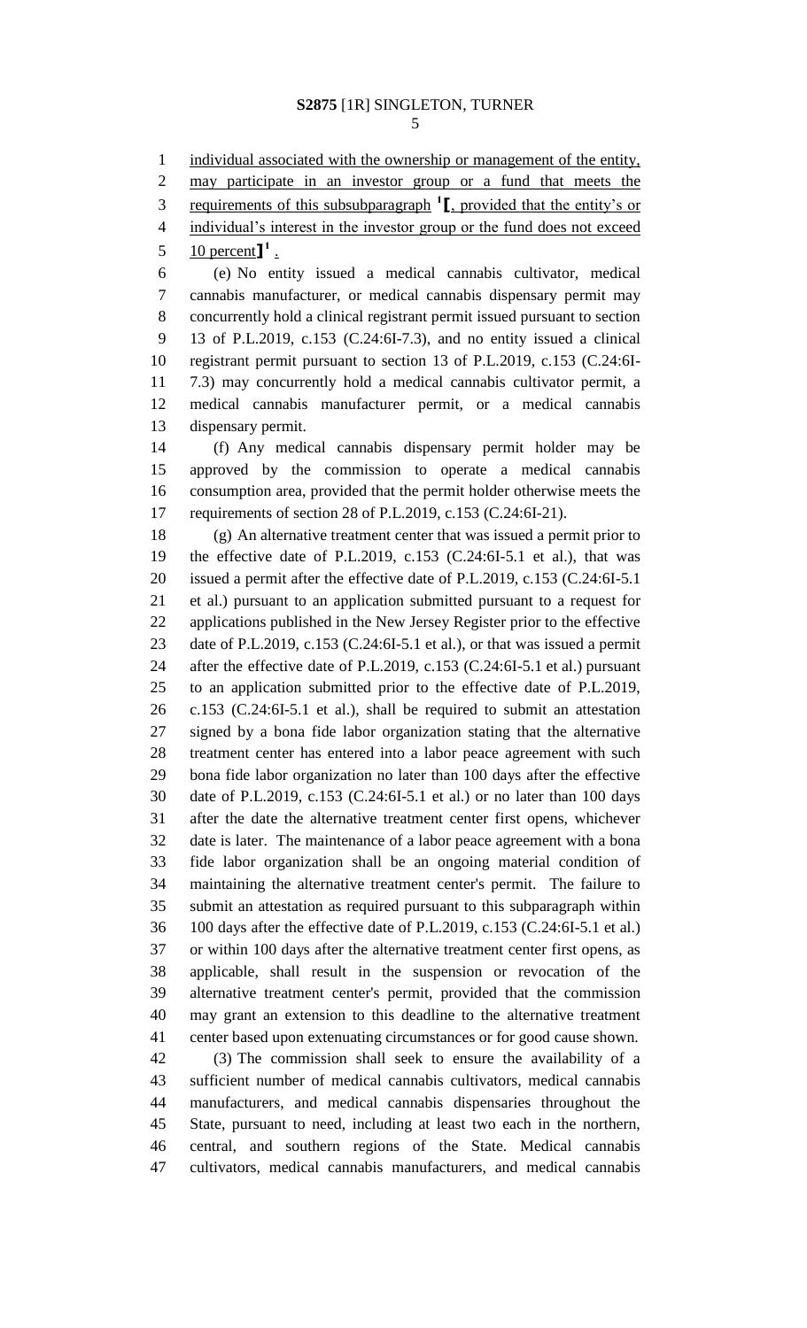individual associated with the ownership or management of the entity, may participate in an investor group or a fund that meets the requirements of this subsubparagraph [1][, provided that the entity's or individual's interest in the investor group or the fund does not exceed 10 percent][1] .

(e) No entity issued a medical cannabis cultivator, medical cannabis manufacturer, or medical cannabis dispensary permit may concurrently hold a clinical registrant permit issued pursuant to section 13 of P.L.2019, c.153 (C.24:6I-7.3), and no entity issued a clinical registrant permit pursuant to section 13 of P.L.2019, c.153 (C.24:6I-7.3) may concurrently hold a medical cannabis cultivator permit, a medical cannabis manufacturer permit, or a medical cannabis dispensary permit.

(f) Any medical cannabis dispensary permit holder may be approved by the commission to operate a medical cannabis consumption area, provided that the permit holder otherwise meets the requirements of section 28 of P.L.2019, c.153 (C.24:6I-21).

(g) An alternative treatment center that was issued a permit prior to the effective date of P.L.2019, c.153 (C.24:6I-5.1 et al.), that was issued a permit after the effective date of P.L.2019, c.153 (C.24:6I-5.1 et al.) pursuant to an application submitted pursuant to a request for applications published in the New Jersey Register prior to the effective date of P.L.2019, c.153 (C.24:6I-5.1 et al.), or that was issued a permit after the effective date of P.L.2019, c.153 (C.24:6I-5.1 et al.) pursuant to an application submitted prior to the effective date of P.L.2019, c.153 (C.24:6I-5.1 et al.), shall be required to submit an attestation signed by a bona fide labor organization stating that the alternative treatment center has entered into a labor peace agreement with such bona fide labor organization no later than 100 days after the effective date of P.L.2019, c.153 (C.24:6I-5.1 et al.) or no later than 100 days after the date the alternative treatment center first opens, whichever date is later. The maintenance of a labor peace agreement with a bona fide labor organization shall be an ongoing material condition of maintaining the alternative treatment center's permit. The failure to submit an attestation as required pursuant to this subparagraph within 100 days after the effective date of P.L.2019, c.153 (C.24:6I-5.1 et al.) or within 100 days after the alternative treatment center first opens, as applicable, shall result in the suspension or revocation of the alternative treatment center's permit, provided that the commission may grant an extension to this deadline to the alternative treatment center based upon extenuating circumstances or for good cause shown.

(3) The commission shall seek to ensure the availability of a sufficient number of medical cannabis cultivators, medical cannabis manufacturers, and medical cannabis dispensaries throughout the State, pursuant to need, including at least two each in the northern, central, and southern regions of the State. Medical cannabis cultivators, medical cannabis manufacturers, and medical cannabis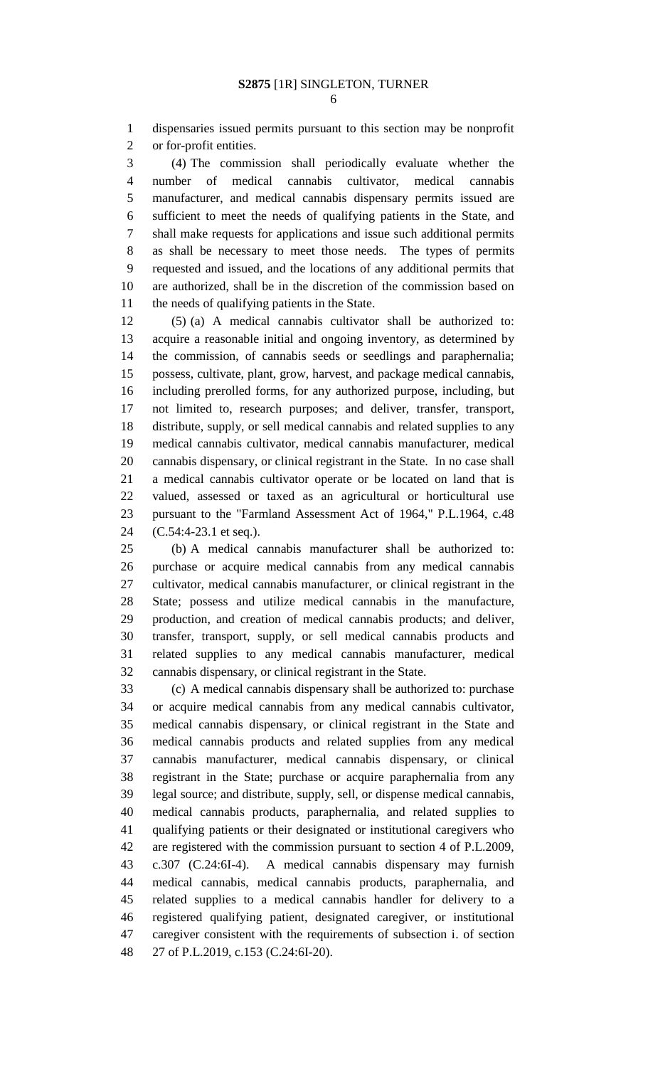dispensaries issued permits pursuant to this section may be nonprofit or for-profit entities.

(4) The commission shall periodically evaluate whether the number of medical cannabis cultivator, medical cannabis manufacturer, and medical cannabis dispensary permits issued are sufficient to meet the needs of qualifying patients in the State, and shall make requests for applications and issue such additional permits as shall be necessary to meet those needs. The types of permits requested and issued, and the locations of any additional permits that are authorized, shall be in the discretion of the commission based on the needs of qualifying patients in the State.

(5) (a) A medical cannabis cultivator shall be authorized to: acquire a reasonable initial and ongoing inventory, as determined by the commission, of cannabis seeds or seedlings and paraphernalia; possess, cultivate, plant, grow, harvest, and package medical cannabis, including prerolled forms, for any authorized purpose, including, but not limited to, research purposes; and deliver, transfer, transport, distribute, supply, or sell medical cannabis and related supplies to any medical cannabis cultivator, medical cannabis manufacturer, medical cannabis dispensary, or clinical registrant in the State. In no case shall a medical cannabis cultivator operate or be located on land that is valued, assessed or taxed as an agricultural or horticultural use pursuant to the "Farmland Assessment Act of 1964," P.L.1964, c.48 (C.54:4-23.1 et seq.).

(b) A medical cannabis manufacturer shall be authorized to: purchase or acquire medical cannabis from any medical cannabis cultivator, medical cannabis manufacturer, or clinical registrant in the State; possess and utilize medical cannabis in the manufacture, production, and creation of medical cannabis products; and deliver, transfer, transport, supply, or sell medical cannabis products and related supplies to any medical cannabis manufacturer, medical cannabis dispensary, or clinical registrant in the State.

(c) A medical cannabis dispensary shall be authorized to: purchase or acquire medical cannabis from any medical cannabis cultivator, medical cannabis dispensary, or clinical registrant in the State and medical cannabis products and related supplies from any medical cannabis manufacturer, medical cannabis dispensary, or clinical registrant in the State; purchase or acquire paraphernalia from any legal source; and distribute, supply, sell, or dispense medical cannabis, medical cannabis products, paraphernalia, and related supplies to qualifying patients or their designated or institutional caregivers who are registered with the commission pursuant to section 4 of P.L.2009, c.307 (C.24:6I-4). A medical cannabis dispensary may furnish medical cannabis, medical cannabis products, paraphernalia, and related supplies to a medical cannabis handler for delivery to a registered qualifying patient, designated caregiver, or institutional caregiver consistent with the requirements of subsection i. of section 27 of P.L.2019, c.153 (C.24:6I-20).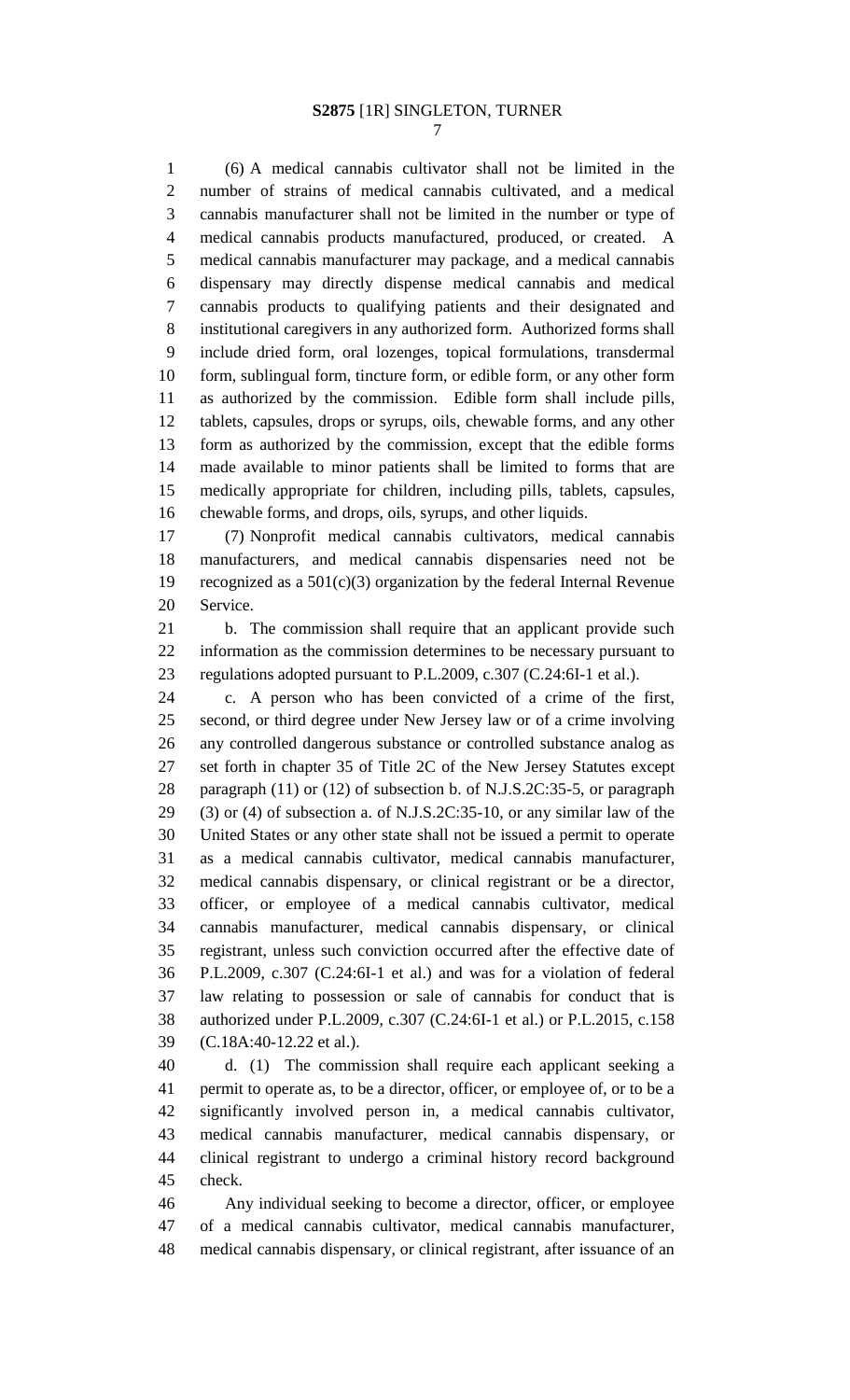(6) A medical cannabis cultivator shall not be limited in the number of strains of medical cannabis cultivated, and a medical cannabis manufacturer shall not be limited in the number or type of medical cannabis products manufactured, produced, or created. A medical cannabis manufacturer may package, and a medical cannabis dispensary may directly dispense medical cannabis and medical cannabis products to qualifying patients and their designated and institutional caregivers in any authorized form. Authorized forms shall include dried form, oral lozenges, topical formulations, transdermal form, sublingual form, tincture form, or edible form, or any other form as authorized by the commission. Edible form shall include pills, tablets, capsules, drops or syrups, oils, chewable forms, and any other form as authorized by the commission, except that the edible forms made available to minor patients shall be limited to forms that are medically appropriate for children, including pills, tablets, capsules, chewable forms, and drops, oils, syrups, and other liquids.

(7) Nonprofit medical cannabis cultivators, medical cannabis manufacturers, and medical cannabis dispensaries need not be recognized as a 501(c)(3) organization by the federal Internal Revenue Service.

b. The commission shall require that an applicant provide such information as the commission determines to be necessary pursuant to regulations adopted pursuant to P.L.2009, c.307 (C.24:6I-1 et al.).

c. A person who has been convicted of a crime of the first, second, or third degree under New Jersey law or of a crime involving any controlled dangerous substance or controlled substance analog as set forth in chapter 35 of Title 2C of the New Jersey Statutes except paragraph (11) or (12) of subsection b. of N.J.S.2C:35-5, or paragraph (3) or (4) of subsection a. of N.J.S.2C:35-10, or any similar law of the United States or any other state shall not be issued a permit to operate as a medical cannabis cultivator, medical cannabis manufacturer, medical cannabis dispensary, or clinical registrant or be a director, officer, or employee of a medical cannabis cultivator, medical cannabis manufacturer, medical cannabis dispensary, or clinical registrant, unless such conviction occurred after the effective date of P.L.2009, c.307 (C.24:6I-1 et al.) and was for a violation of federal law relating to possession or sale of cannabis for conduct that is authorized under P.L.2009, c.307 (C.24:6I-1 et al.) or P.L.2015, c.158 (C.18A:40-12.22 et al.).

d. (1) The commission shall require each applicant seeking a permit to operate as, to be a director, officer, or employee of, or to be a significantly involved person in, a medical cannabis cultivator, medical cannabis manufacturer, medical cannabis dispensary, or clinical registrant to undergo a criminal history record background check.

Any individual seeking to become a director, officer, or employee of a medical cannabis cultivator, medical cannabis manufacturer, medical cannabis dispensary, or clinical registrant, after issuance of an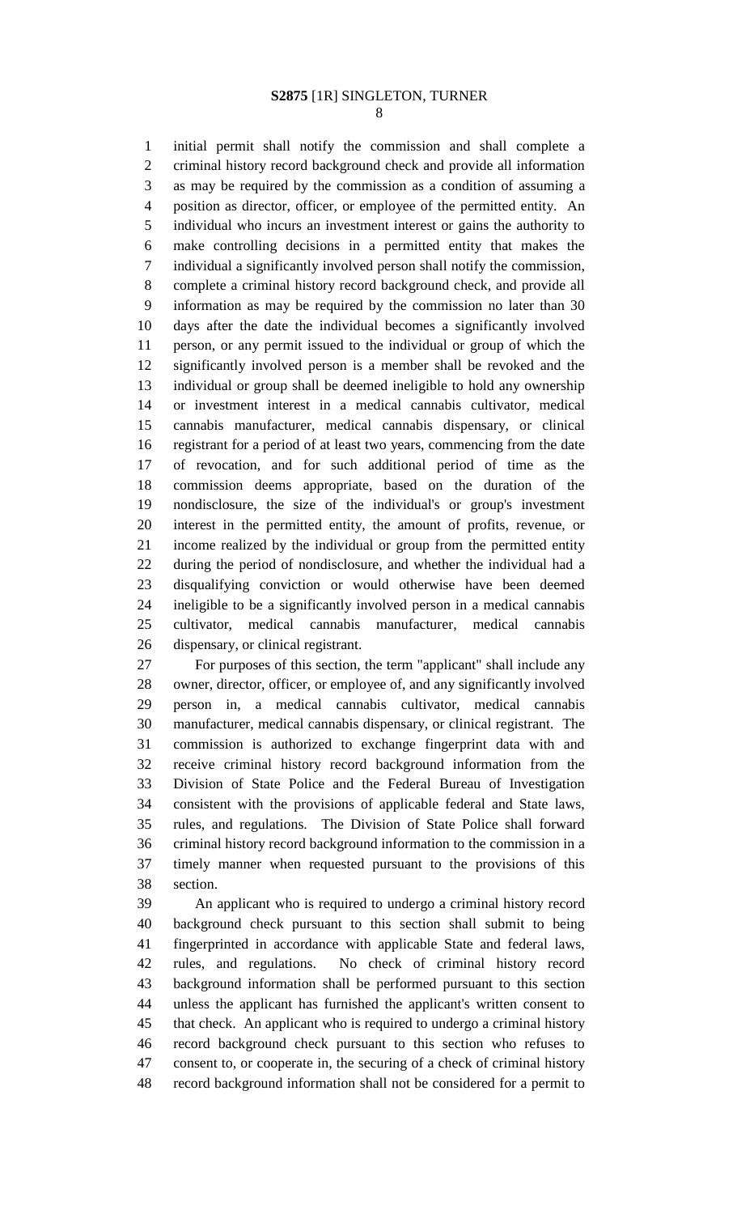initial permit shall notify the commission and shall complete a criminal history record background check and provide all information as may be required by the commission as a condition of assuming a position as director, officer, or employee of the permitted entity. An individual who incurs an investment interest or gains the authority to make controlling decisions in a permitted entity that makes the individual a significantly involved person shall notify the commission, complete a criminal history record background check, and provide all information as may be required by the commission no later than 30 days after the date the individual becomes a significantly involved person, or any permit issued to the individual or group of which the significantly involved person is a member shall be revoked and the individual or group shall be deemed ineligible to hold any ownership or investment interest in a medical cannabis cultivator, medical cannabis manufacturer, medical cannabis dispensary, or clinical registrant for a period of at least two years, commencing from the date of revocation, and for such additional period of time as the commission deems appropriate, based on the duration of the nondisclosure, the size of the individual's or group's investment interest in the permitted entity, the amount of profits, revenue, or income realized by the individual or group from the permitted entity during the period of nondisclosure, and whether the individual had a disqualifying conviction or would otherwise have been deemed ineligible to be a significantly involved person in a medical cannabis cultivator, medical cannabis manufacturer, medical cannabis dispensary, or clinical registrant.

For purposes of this section, the term "applicant" shall include any owner, director, officer, or employee of, and any significantly involved person in, a medical cannabis cultivator, medical cannabis manufacturer, medical cannabis dispensary, or clinical registrant. The commission is authorized to exchange fingerprint data with and receive criminal history record background information from the Division of State Police and the Federal Bureau of Investigation consistent with the provisions of applicable federal and State laws, rules, and regulations. The Division of State Police shall forward criminal history record background information to the commission in a timely manner when requested pursuant to the provisions of this section.

An applicant who is required to undergo a criminal history record background check pursuant to this section shall submit to being fingerprinted in accordance with applicable State and federal laws, rules, and regulations. No check of criminal history record background information shall be performed pursuant to this section unless the applicant has furnished the applicant's written consent to that check. An applicant who is required to undergo a criminal history record background check pursuant to this section who refuses to consent to, or cooperate in, the securing of a check of criminal history record background information shall not be considered for a permit to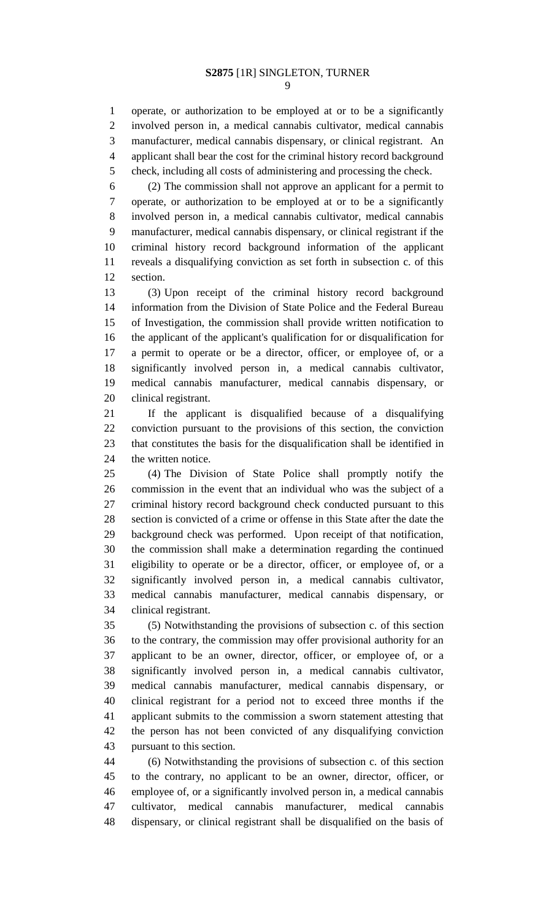operate, or authorization to be employed at or to be a significantly involved person in, a medical cannabis cultivator, medical cannabis manufacturer, medical cannabis dispensary, or clinical registrant. An applicant shall bear the cost for the criminal history record background check, including all costs of administering and processing the check.

(2) The commission shall not approve an applicant for a permit to operate, or authorization to be employed at or to be a significantly involved person in, a medical cannabis cultivator, medical cannabis manufacturer, medical cannabis dispensary, or clinical registrant if the criminal history record background information of the applicant reveals a disqualifying conviction as set forth in subsection c. of this section.

(3) Upon receipt of the criminal history record background information from the Division of State Police and the Federal Bureau of Investigation, the commission shall provide written notification to the applicant of the applicant's qualification for or disqualification for a permit to operate or be a director, officer, or employee of, or a significantly involved person in, a medical cannabis cultivator, medical cannabis manufacturer, medical cannabis dispensary, or clinical registrant.

If the applicant is disqualified because of a disqualifying conviction pursuant to the provisions of this section, the conviction that constitutes the basis for the disqualification shall be identified in the written notice.

(4) The Division of State Police shall promptly notify the commission in the event that an individual who was the subject of a criminal history record background check conducted pursuant to this section is convicted of a crime or offense in this State after the date the background check was performed. Upon receipt of that notification, the commission shall make a determination regarding the continued eligibility to operate or be a director, officer, or employee of, or a significantly involved person in, a medical cannabis cultivator, medical cannabis manufacturer, medical cannabis dispensary, or clinical registrant.

(5) Notwithstanding the provisions of subsection c. of this section to the contrary, the commission may offer provisional authority for an applicant to be an owner, director, officer, or employee of, or a significantly involved person in, a medical cannabis cultivator, medical cannabis manufacturer, medical cannabis dispensary, or clinical registrant for a period not to exceed three months if the applicant submits to the commission a sworn statement attesting that the person has not been convicted of any disqualifying conviction pursuant to this section.

(6) Notwithstanding the provisions of subsection c. of this section to the contrary, no applicant to be an owner, director, officer, or employee of, or a significantly involved person in, a medical cannabis cultivator, medical cannabis manufacturer, medical cannabis dispensary, or clinical registrant shall be disqualified on the basis of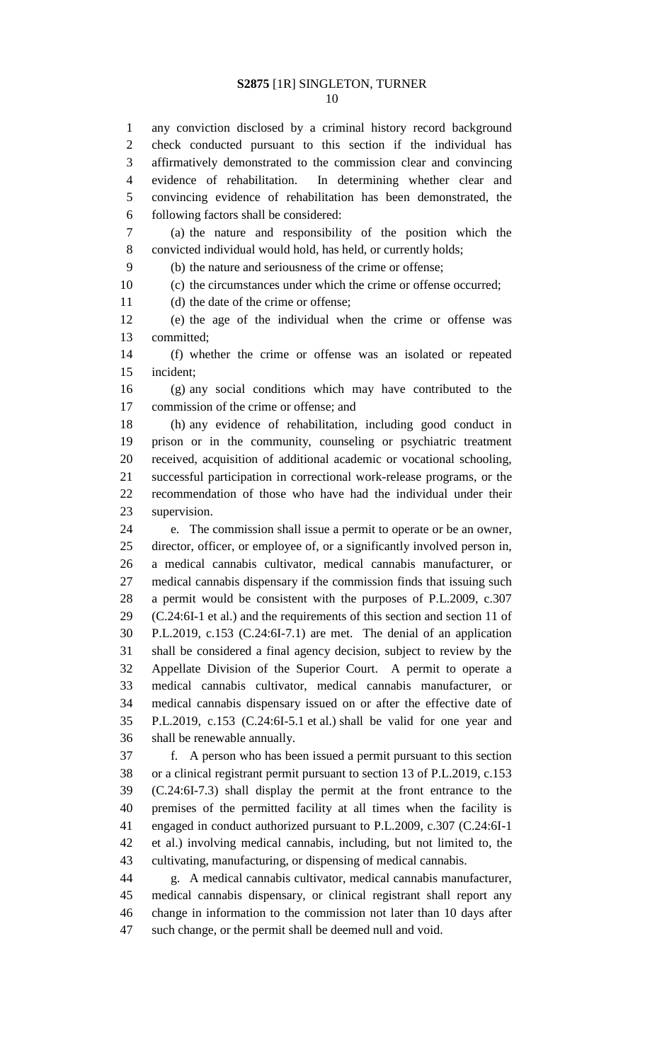any conviction disclosed by a criminal history record background check conducted pursuant to this section if the individual has affirmatively demonstrated to the commission clear and convincing evidence of rehabilitation. In determining whether clear and convincing evidence of rehabilitation has been demonstrated, the following factors shall be considered:

(a) the nature and responsibility of the position which the convicted individual would hold, has held, or currently holds;

(b) the nature and seriousness of the crime or offense;

(c) the circumstances under which the crime or offense occurred;

(d) the date of the crime or offense;

(e) the age of the individual when the crime or offense was committed;

(f) whether the crime or offense was an isolated or repeated incident;

(g) any social conditions which may have contributed to the commission of the crime or offense; and

(h) any evidence of rehabilitation, including good conduct in prison or in the community, counseling or psychiatric treatment received, acquisition of additional academic or vocational schooling, successful participation in correctional work-release programs, or the recommendation of those who have had the individual under their supervision.

e. The commission shall issue a permit to operate or be an owner, director, officer, or employee of, or a significantly involved person in, a medical cannabis cultivator, medical cannabis manufacturer, or medical cannabis dispensary if the commission finds that issuing such a permit would be consistent with the purposes of P.L.2009, c.307 (C.24:6I-1 et al.) and the requirements of this section and section 11 of P.L.2019, c.153 (C.24:6I-7.1) are met. The denial of an application shall be considered a final agency decision, subject to review by the Appellate Division of the Superior Court. A permit to operate a medical cannabis cultivator, medical cannabis manufacturer, or medical cannabis dispensary issued on or after the effective date of P.L.2019, c.153 (C.24:6I-5.1 et al.) shall be valid for one year and shall be renewable annually.

f. A person who has been issued a permit pursuant to this section or a clinical registrant permit pursuant to section 13 of P.L.2019, c.153 (C.24:6I-7.3) shall display the permit at the front entrance to the premises of the permitted facility at all times when the facility is engaged in conduct authorized pursuant to P.L.2009, c.307 (C.24:6I-1 et al.) involving medical cannabis, including, but not limited to, the cultivating, manufacturing, or dispensing of medical cannabis.

g. A medical cannabis cultivator, medical cannabis manufacturer, medical cannabis dispensary, or clinical registrant shall report any change in information to the commission not later than 10 days after such change, or the permit shall be deemed null and void.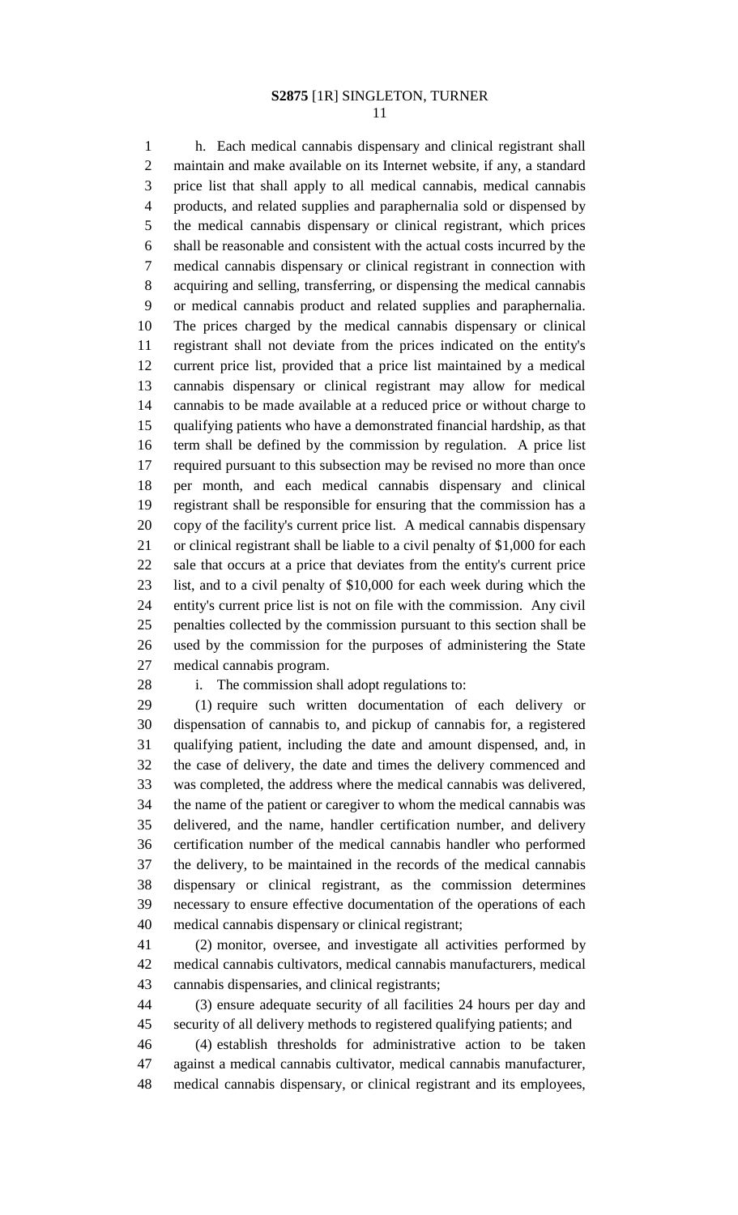h. Each medical cannabis dispensary and clinical registrant shall maintain and make available on its Internet website, if any, a standard price list that shall apply to all medical cannabis, medical cannabis products, and related supplies and paraphernalia sold or dispensed by the medical cannabis dispensary or clinical registrant, which prices shall be reasonable and consistent with the actual costs incurred by the medical cannabis dispensary or clinical registrant in connection with acquiring and selling, transferring, or dispensing the medical cannabis or medical cannabis product and related supplies and paraphernalia. The prices charged by the medical cannabis dispensary or clinical registrant shall not deviate from the prices indicated on the entity's current price list, provided that a price list maintained by a medical cannabis dispensary or clinical registrant may allow for medical cannabis to be made available at a reduced price or without charge to qualifying patients who have a demonstrated financial hardship, as that term shall be defined by the commission by regulation. A price list required pursuant to this subsection may be revised no more than once per month, and each medical cannabis dispensary and clinical registrant shall be responsible for ensuring that the commission has a copy of the facility's current price list. A medical cannabis dispensary or clinical registrant shall be liable to a civil penalty of $1,000 for each sale that occurs at a price that deviates from the entity's current price list, and to a civil penalty of $10,000 for each week during which the entity's current price list is not on file with the commission. Any civil penalties collected by the commission pursuant to this section shall be used by the commission for the purposes of administering the State medical cannabis program.

i. The commission shall adopt regulations to:

(1) require such written documentation of each delivery or dispensation of cannabis to, and pickup of cannabis for, a registered qualifying patient, including the date and amount dispensed, and, in the case of delivery, the date and times the delivery commenced and was completed, the address where the medical cannabis was delivered, the name of the patient or caregiver to whom the medical cannabis was delivered, and the name, handler certification number, and delivery certification number of the medical cannabis handler who performed the delivery, to be maintained in the records of the medical cannabis dispensary or clinical registrant, as the commission determines necessary to ensure effective documentation of the operations of each medical cannabis dispensary or clinical registrant;

(2) monitor, oversee, and investigate all activities performed by medical cannabis cultivators, medical cannabis manufacturers, medical cannabis dispensaries, and clinical registrants;

(3) ensure adequate security of all facilities 24 hours per day and security of all delivery methods to registered qualifying patients; and

(4) establish thresholds for administrative action to be taken against a medical cannabis cultivator, medical cannabis manufacturer, medical cannabis dispensary, or clinical registrant and its employees,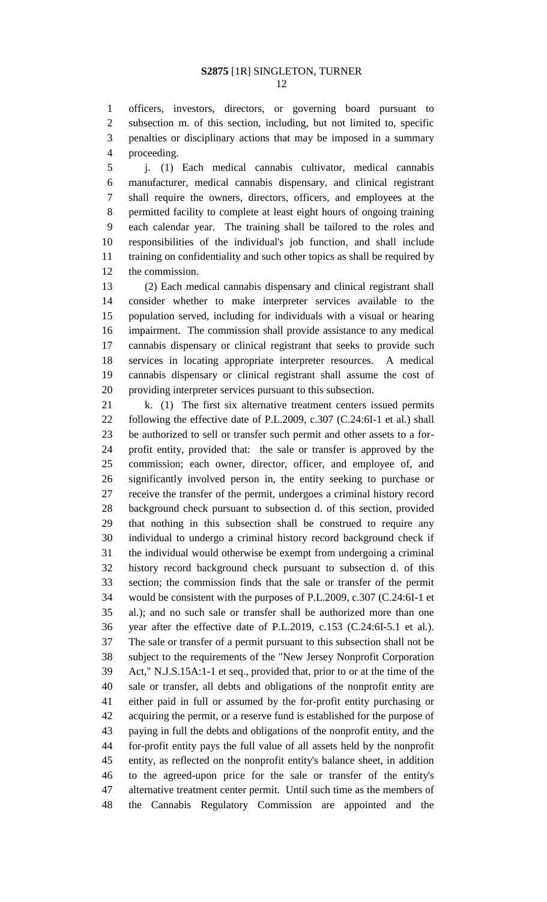officers, investors, directors, or governing board pursuant to subsection m. of this section, including, but not limited to, specific penalties or disciplinary actions that may be imposed in a summary proceeding.

j. (1) Each medical cannabis cultivator, medical cannabis manufacturer, medical cannabis dispensary, and clinical registrant shall require the owners, directors, officers, and employees at the permitted facility to complete at least eight hours of ongoing training each calendar year. The training shall be tailored to the roles and responsibilities of the individual's job function, and shall include training on confidentiality and such other topics as shall be required by the commission.

(2) Each medical cannabis dispensary and clinical registrant shall consider whether to make interpreter services available to the population served, including for individuals with a visual or hearing impairment. The commission shall provide assistance to any medical cannabis dispensary or clinical registrant that seeks to provide such services in locating appropriate interpreter resources. A medical cannabis dispensary or clinical registrant shall assume the cost of providing interpreter services pursuant to this subsection.

k. (1) The first six alternative treatment centers issued permits following the effective date of P.L.2009, c.307 (C.24:6I-1 et al.) shall be authorized to sell or transfer such permit and other assets to a for-profit entity, provided that: the sale or transfer is approved by the commission; each owner, director, officer, and employee of, and significantly involved person in, the entity seeking to purchase or receive the transfer of the permit, undergoes a criminal history record background check pursuant to subsection d. of this section, provided that nothing in this subsection shall be construed to require any individual to undergo a criminal history record background check if the individual would otherwise be exempt from undergoing a criminal history record background check pursuant to subsection d. of this section; the commission finds that the sale or transfer of the permit would be consistent with the purposes of P.L.2009, c.307 (C.24:6I-1 et al.); and no such sale or transfer shall be authorized more than one year after the effective date of P.L.2019, c.153 (C.24:6I-5.1 et al.). The sale or transfer of a permit pursuant to this subsection shall not be subject to the requirements of the "New Jersey Nonprofit Corporation Act," N.J.S.15A:1-1 et seq., provided that, prior to or at the time of the sale or transfer, all debts and obligations of the nonprofit entity are either paid in full or assumed by the for-profit entity purchasing or acquiring the permit, or a reserve fund is established for the purpose of paying in full the debts and obligations of the nonprofit entity, and the for-profit entity pays the full value of all assets held by the nonprofit entity, as reflected on the nonprofit entity's balance sheet, in addition to the agreed-upon price for the sale or transfer of the entity's alternative treatment center permit. Until such time as the members of the Cannabis Regulatory Commission are appointed and the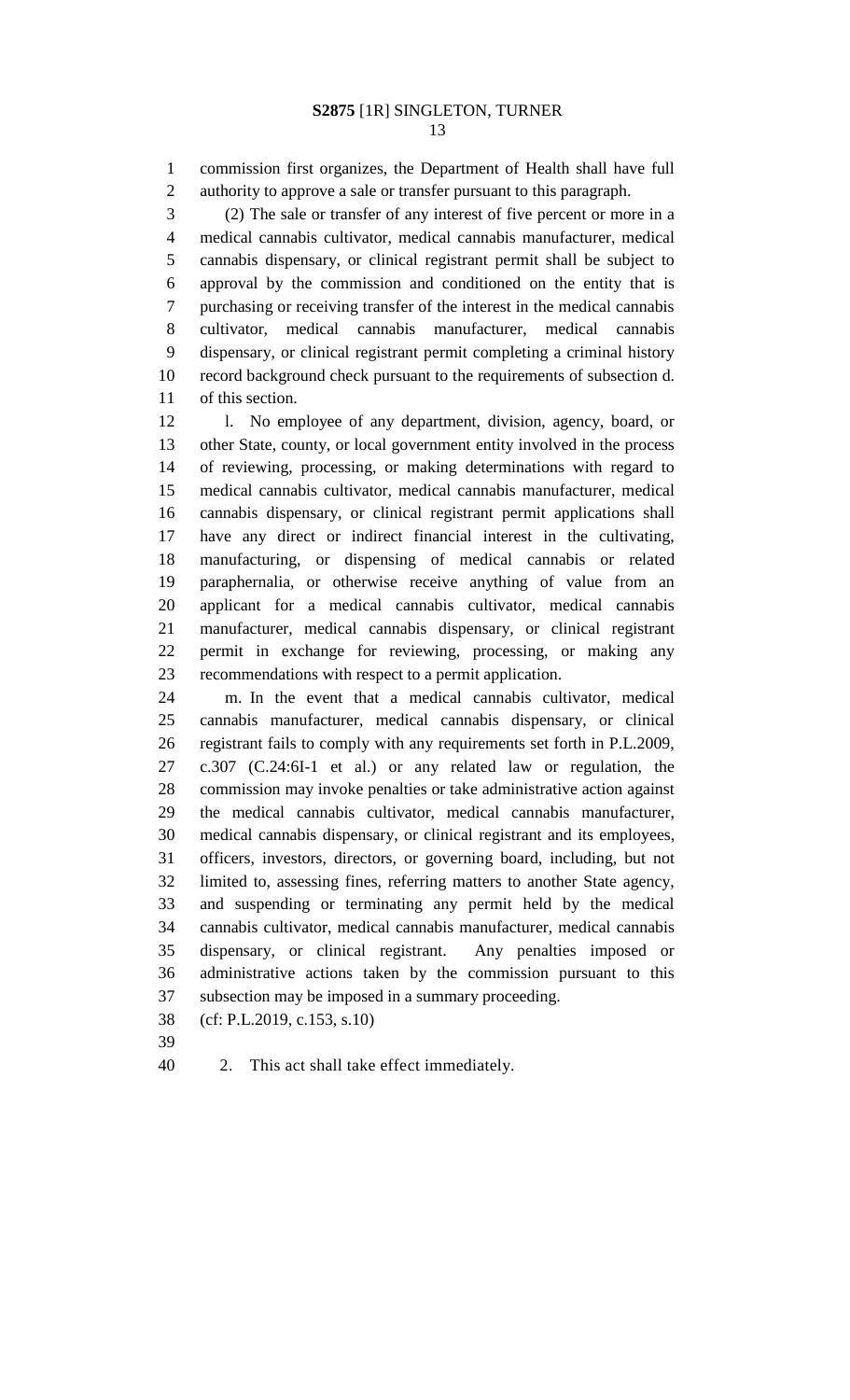commission first organizes, the Department of Health shall have full authority to approve a sale or transfer pursuant to this paragraph.

(2) The sale or transfer of any interest of five percent or more in a medical cannabis cultivator, medical cannabis manufacturer, medical cannabis dispensary, or clinical registrant permit shall be subject to approval by the commission and conditioned on the entity that is purchasing or receiving transfer of the interest in the medical cannabis cultivator, medical cannabis manufacturer, medical cannabis dispensary, or clinical registrant permit completing a criminal history record background check pursuant to the requirements of subsection d. of this section.

l. No employee of any department, division, agency, board, or other State, county, or local government entity involved in the process of reviewing, processing, or making determinations with regard to medical cannabis cultivator, medical cannabis manufacturer, medical cannabis dispensary, or clinical registrant permit applications shall have any direct or indirect financial interest in the cultivating, manufacturing, or dispensing of medical cannabis or related paraphernalia, or otherwise receive anything of value from an applicant for a medical cannabis cultivator, medical cannabis manufacturer, medical cannabis dispensary, or clinical registrant permit in exchange for reviewing, processing, or making any recommendations with respect to a permit application.

m. In the event that a medical cannabis cultivator, medical cannabis manufacturer, medical cannabis dispensary, or clinical registrant fails to comply with any requirements set forth in P.L.2009, c.307 (C.24:6I-1 et al.) or any related law or regulation, the commission may invoke penalties or take administrative action against the medical cannabis cultivator, medical cannabis manufacturer, medical cannabis dispensary, or clinical registrant and its employees, officers, investors, directors, or governing board, including, but not limited to, assessing fines, referring matters to another State agency, and suspending or terminating any permit held by the medical cannabis cultivator, medical cannabis manufacturer, medical cannabis dispensary, or clinical registrant. Any penalties imposed or administrative actions taken by the commission pursuant to this subsection may be imposed in a summary proceeding.

(cf: P.L.2019, c.153, s.10)

2. This act shall take effect immediately.